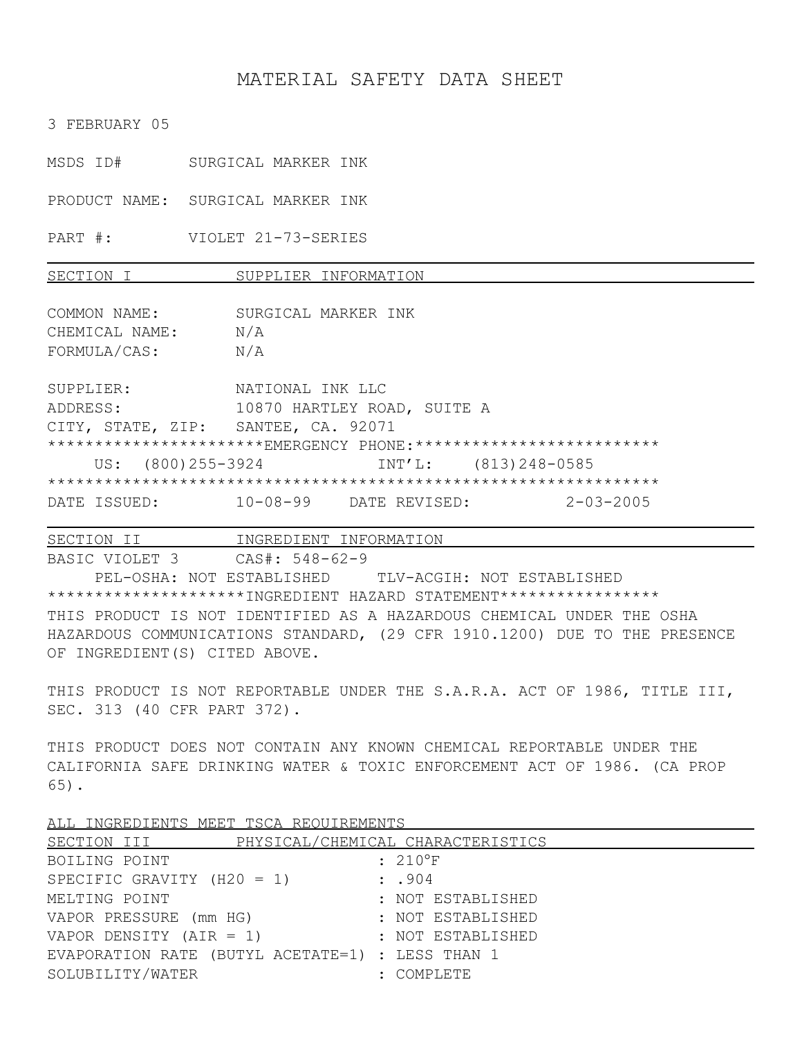# MATERIAL SAFETY DATA SHEET

3 FEBRUARY 05

MSDS ID#     SURGICAL MARKER INK

PRODUCT NAME:  SURGICAL MARKER INK

PART #:     VIOLET 21-73-SERIES

## SECTION I     SUPPLIER INFORMATION

COMMON NAME:     SURGICAL MARKER INK
CHEMICAL NAME:    N/A
FORMULA/CAS:     N/A

SUPPLIER:     NATIONAL INK LLC
ADDRESS:     10870 HARTLEY ROAD, SUITE A
CITY, STATE, ZIP:  SANTEE, CA. 92071

**********************EMERGENCY PHONE:*************************

US: (800)255-3924     INT'L:  (813)248-0585

*************************************************************

DATE ISSUED:   10-08-99   DATE REVISED:   2-03-2005

## SECTION II     INGREDIENT INFORMATION

BASIC VIOLET 3    CAS#: 548-62-9

PEL-OSHA: NOT ESTABLISHED   TLV-ACGIH: NOT ESTABLISHED

********************INGREDIENT HAZARD STATEMENT****************

THIS PRODUCT IS NOT IDENTIFIED AS A HAZARDOUS CHEMICAL UNDER THE OSHA HAZARDOUS COMMUNICATIONS STANDARD, (29 CFR 1910.1200) DUE TO THE PRESENCE OF INGREDIENT(S) CITED ABOVE.

THIS PRODUCT IS NOT REPORTABLE UNDER THE S.A.R.A. ACT OF 1986, TITLE III, SEC. 313 (40 CFR PART 372).

THIS PRODUCT DOES NOT CONTAIN ANY KNOWN CHEMICAL REPORTABLE UNDER THE CALIFORNIA SAFE DRINKING WATER & TOXIC ENFORCEMENT ACT OF 1986. (CA PROP 65).

ALL INGREDIENTS MEET TSCA REQUIREMENTS

## SECTION III     PHYSICAL/CHEMICAL CHARACTERISTICS

| | |
|---|---|
| BOILING POINT | : 210°F |
| SPECIFIC GRAVITY ($H_2O$ = 1) | : .904 |
| MELTING POINT | : NOT ESTABLISHED |
| VAPOR PRESSURE (mm HG) | : NOT ESTABLISHED |
| VAPOR DENSITY (AIR = 1) | : NOT ESTABLISHED |
| EVAPORATION RATE (BUTYL ACETATE=1) | : LESS THAN 1 |
| SOLUBILITY/WATER | : COMPLETE |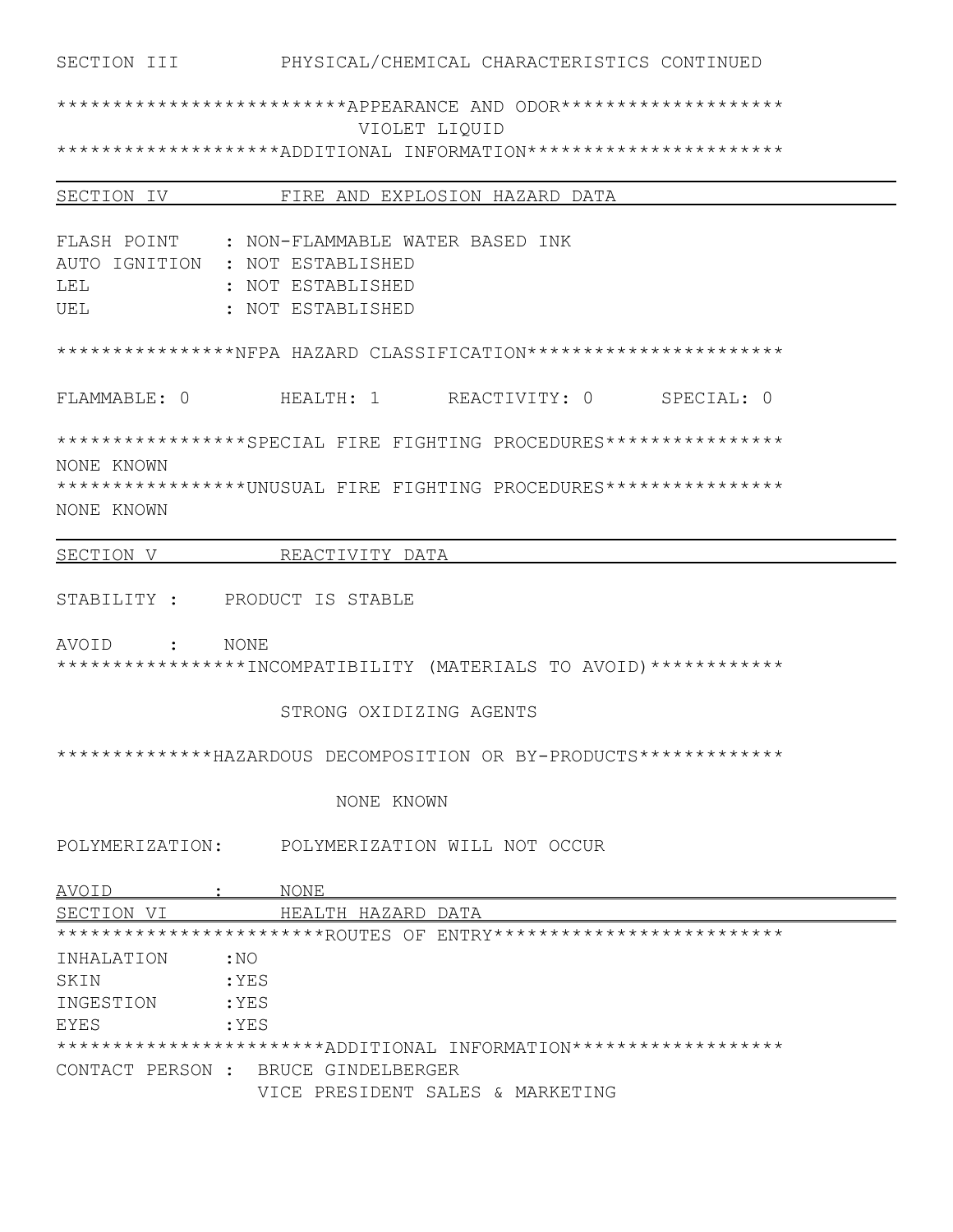## SECTION III PHYSICAL/CHEMICAL CHARACTERISTICS CONTINUED

**************************APPEARANCE AND ODOR********************

VIOLET LIQUID

*********************ADDITIONAL INFORMATION***********************

## SECTION IV FIRE AND EXPLOSION HAZARD DATA

FLASH POINT : NON-FLAMMABLE WATER BASED INK
AUTO IGNITION : NOT ESTABLISHED
LEL : NOT ESTABLISHED
UEL : NOT ESTABLISHED

****************NFPA HAZARD CLASSIFICATION***********************

FLAMMABLE: 0 HEALTH: 1 REACTIVITY: 0 SPECIAL: 0

*****************SPECIAL FIRE FIGHTING PROCEDURES****************

NONE KNOWN

*****************UNUSUAL FIRE FIGHTING PROCEDURES****************

NONE KNOWN

## SECTION V REACTIVITY DATA

STABILITY : PRODUCT IS STABLE

AVOID : NONE

*****************INCOMPATIBILITY (MATERIALS TO AVOID)************

STRONG OXIDIZING AGENTS

**************HAZARDOUS DECOMPOSITION OR BY-PRODUCTS*************

NONE KNOWN

POLYMERIZATION: POLYMERIZATION WILL NOT OCCUR

AVOID : NONE

## SECTION VI HEALTH HAZARD DATA

************************ROUTES OF ENTRY**************************

INHALATION :NO
SKIN :YES
INGESTION :YES
EYES :YES

************************ADDITIONAL INFORMATION*******************

CONTACT PERSON : BRUCE GINDELBERGER
VICE PRESIDENT SALES & MARKETING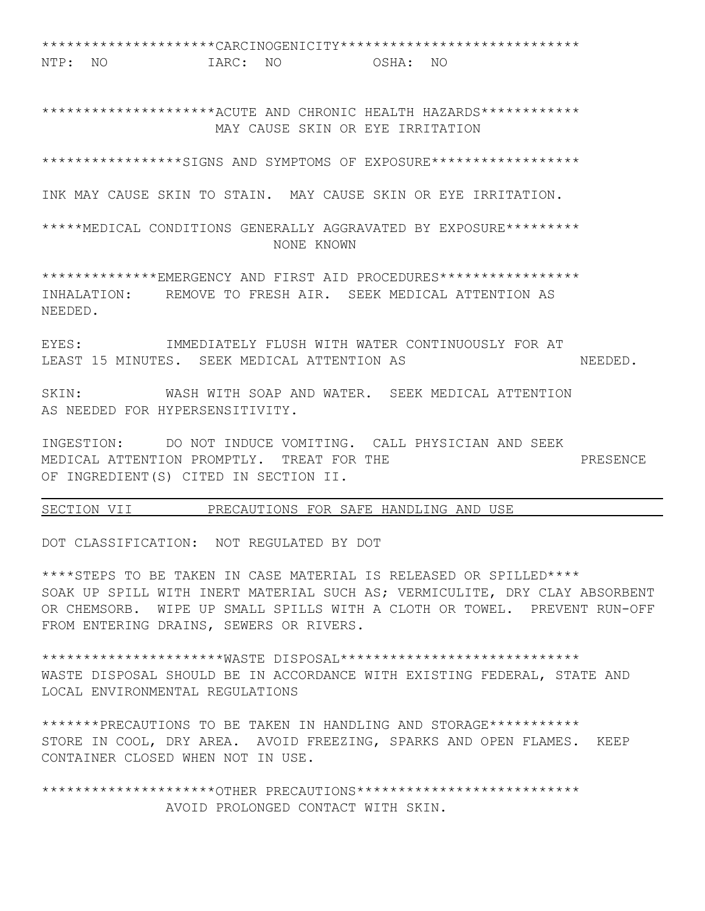********************CARCINOGENICITY****************************

NTP: NO IARC: NO OSHA: NO

********************ACUTE AND CHRONIC HEALTH HAZARDS************

MAY CAUSE SKIN OR EYE IRRITATION

****************SIGNS AND SYMPTOMS OF EXPOSURE*****************

INK MAY CAUSE SKIN TO STAIN. MAY CAUSE SKIN OR EYE IRRITATION.

*****MEDICAL CONDITIONS GENERALLY AGGRAVATED BY EXPOSURE*********

NONE KNOWN

**************EMERGENCY AND FIRST AID PROCEDURES*****************

INHALATION: REMOVE TO FRESH AIR. SEEK MEDICAL ATTENTION AS NEEDED.

EYES: IMMEDIATELY FLUSH WITH WATER CONTINUOUSLY FOR AT LEAST 15 MINUTES. SEEK MEDICAL ATTENTION AS NEEDED.

SKIN: WASH WITH SOAP AND WATER. SEEK MEDICAL ATTENTION AS NEEDED FOR HYPERSENSITIVITY.

INGESTION: DO NOT INDUCE VOMITING. CALL PHYSICIAN AND SEEK MEDICAL ATTENTION PROMPTLY. TREAT FOR THE PRESENCE OF INGREDIENT(S) CITED IN SECTION II.

## SECTION VII PRECAUTIONS FOR SAFE HANDLING AND USE

DOT CLASSIFICATION: NOT REGULATED BY DOT

****STEPS TO BE TAKEN IN CASE MATERIAL IS RELEASED OR SPILLED****

SOAK UP SPILL WITH INERT MATERIAL SUCH AS; VERMICULITE, DRY CLAY ABSORBENT OR CHEMSORB. WIPE UP SMALL SPILLS WITH A CLOTH OR TOWEL. PREVENT RUN-OFF FROM ENTERING DRAINS, SEWERS OR RIVERS.

*********************WASTE DISPOSAL*****************************

WASTE DISPOSAL SHOULD BE IN ACCORDANCE WITH EXISTING FEDERAL, STATE AND LOCAL ENVIRONMENTAL REGULATIONS

*******PRECAUTIONS TO BE TAKEN IN HANDLING AND STORAGE***********

STORE IN COOL, DRY AREA. AVOID FREEZING, SPARKS AND OPEN FLAMES. KEEP CONTAINER CLOSED WHEN NOT IN USE.

********************OTHER PRECAUTIONS***************************

AVOID PROLONGED CONTACT WITH SKIN.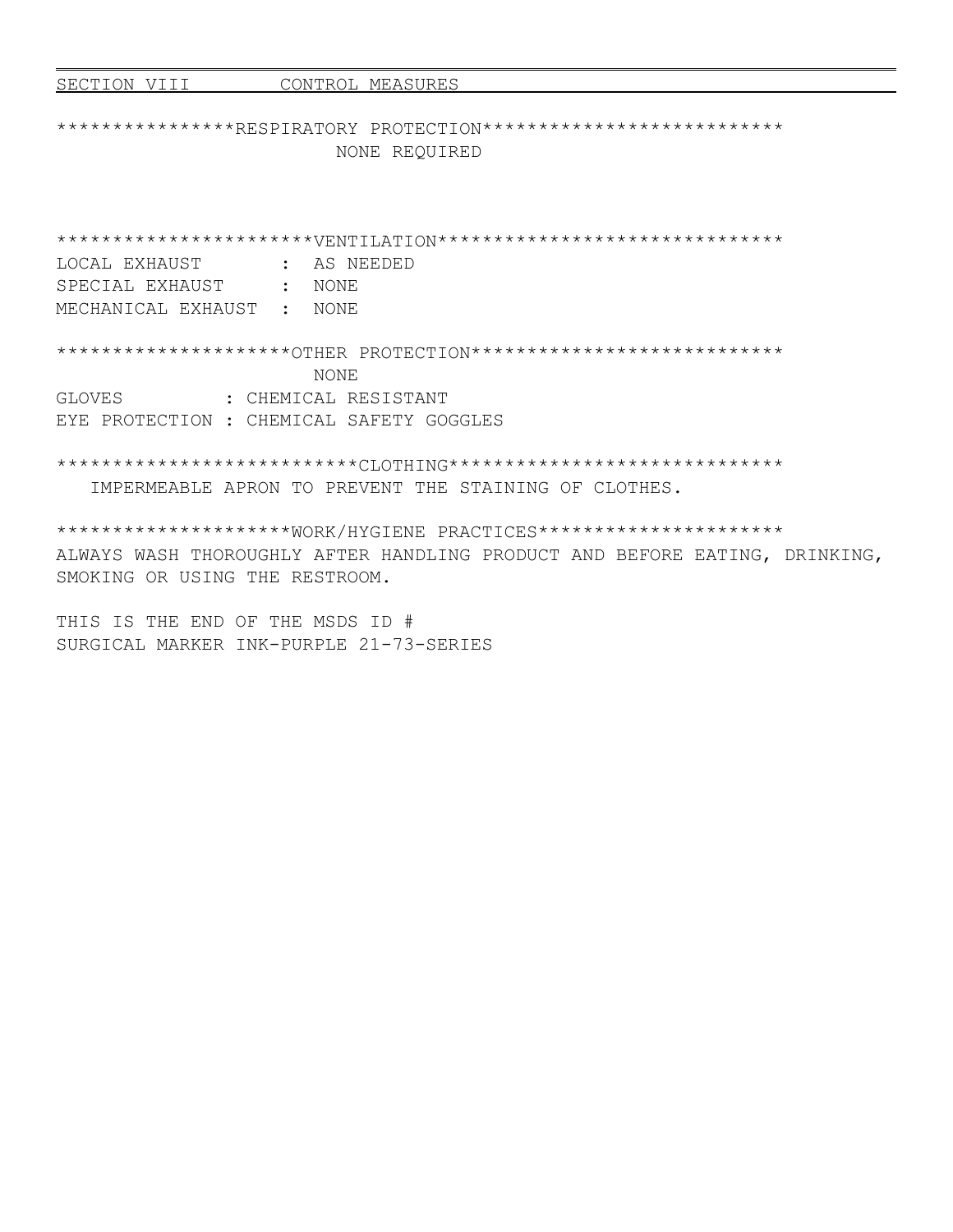## SECTION VIII CONTROL MEASURES

****************RESPIRATORY PROTECTION***************************

NONE REQUIRED

**********************VENTILATION*******************************

LOCAL EXHAUST : AS NEEDED
SPECIAL EXHAUST : NONE
MECHANICAL EXHAUST : NONE

*********************OTHER PROTECTION****************************

NONE

GLOVES : CHEMICAL RESISTANT
EYE PROTECTION : CHEMICAL SAFETY GOGGLES

**************************CLOTHING******************************

IMPERMEABLE APRON TO PREVENT THE STAINING OF CLOTHES.

*********************WORK/HYGIENE PRACTICES*********************

ALWAYS WASH THOROUGHLY AFTER HANDLING PRODUCT AND BEFORE EATING, DRINKING, SMOKING OR USING THE RESTROOM.

THIS IS THE END OF THE MSDS ID #
SURGICAL MARKER INK-PURPLE 21-73-SERIES